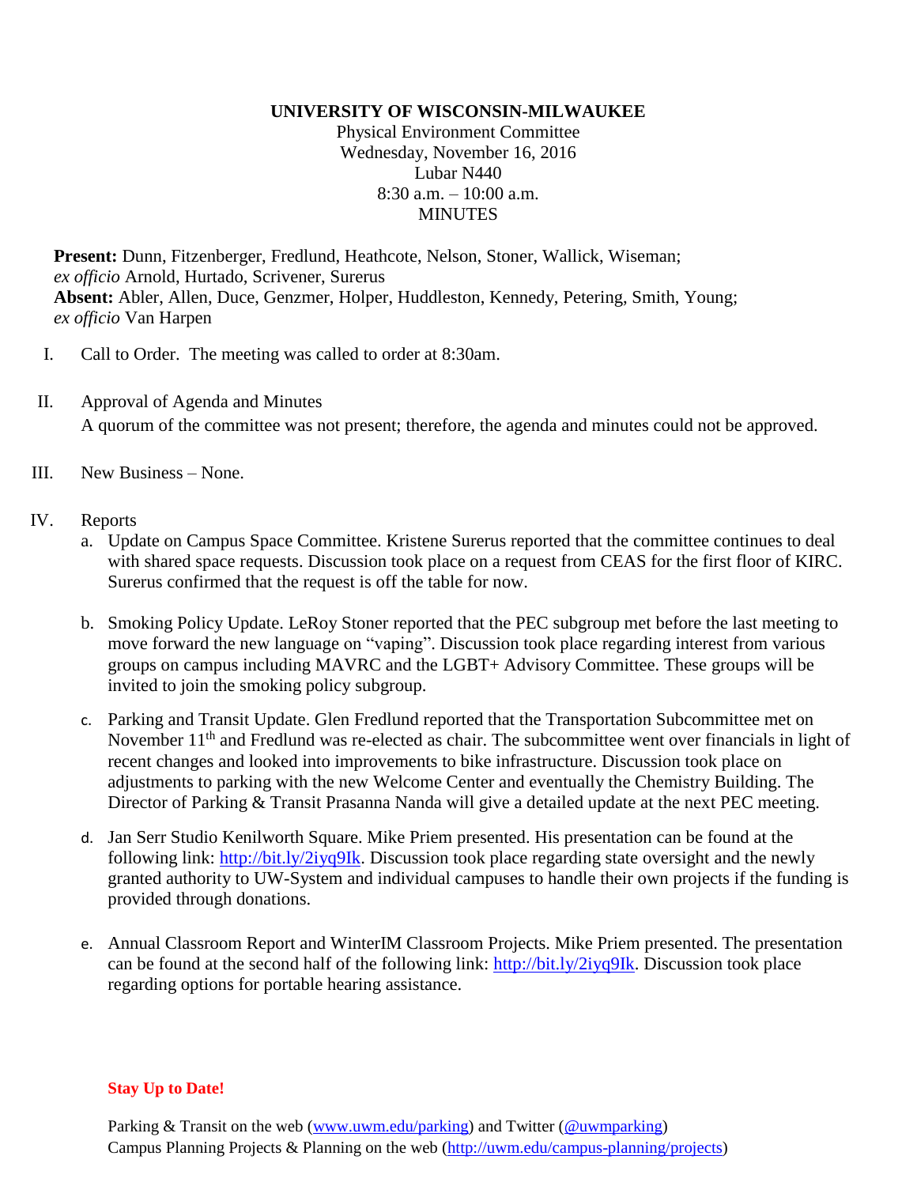# UNIVERSITY OF WISCONSIN-MILWAUKEE

Physical Environment Committee
Wednesday, November 16, 2016
Lubar N440
8:30 a.m. – 10:00 a.m.
MINUTES

**Present:** Dunn, Fitzenberger, Fredlund, Heathcote, Nelson, Stoner, Wallick, Wiseman; *ex officio* Arnold, Hurtado, Scrivener, Surerus
**Absent:** Abler, Allen, Duce, Genzmer, Holper, Huddleston, Kennedy, Petering, Smith, Young; *ex officio* Van Harpen

I. Call to Order. The meeting was called to order at 8:30am.

II. Approval of Agenda and Minutes
A quorum of the committee was not present; therefore, the agenda and minutes could not be approved.

III. New Business – None.

IV. Reports

a. Update on Campus Space Committee. Kristene Surerus reported that the committee continues to deal with shared space requests. Discussion took place on a request from CEAS for the first floor of KIRC. Surerus confirmed that the request is off the table for now.

b. Smoking Policy Update. LeRoy Stoner reported that the PEC subgroup met before the last meeting to move forward the new language on "vaping". Discussion took place regarding interest from various groups on campus including MAVRC and the LGBT+ Advisory Committee. These groups will be invited to join the smoking policy subgroup.

c. Parking and Transit Update. Glen Fredlund reported that the Transportation Subcommittee met on November 11th and Fredlund was re-elected as chair. The subcommittee went over financials in light of recent changes and looked into improvements to bike infrastructure. Discussion took place on adjustments to parking with the new Welcome Center and eventually the Chemistry Building. The Director of Parking & Transit Prasanna Nanda will give a detailed update at the next PEC meeting.

d. Jan Serr Studio Kenilworth Square. Mike Priem presented. His presentation can be found at the following link: http://bit.ly/2iyq9Ik. Discussion took place regarding state oversight and the newly granted authority to UW-System and individual campuses to handle their own projects if the funding is provided through donations.

e. Annual Classroom Report and WinterIM Classroom Projects. Mike Priem presented. The presentation can be found at the second half of the following link: http://bit.ly/2iyq9Ik. Discussion took place regarding options for portable hearing assistance.

**Stay Up to Date!**

Parking & Transit on the web (www.uwm.edu/parking) and Twitter (@uwmparking)
Campus Planning Projects & Planning on the web (http://uwm.edu/campus-planning/projects)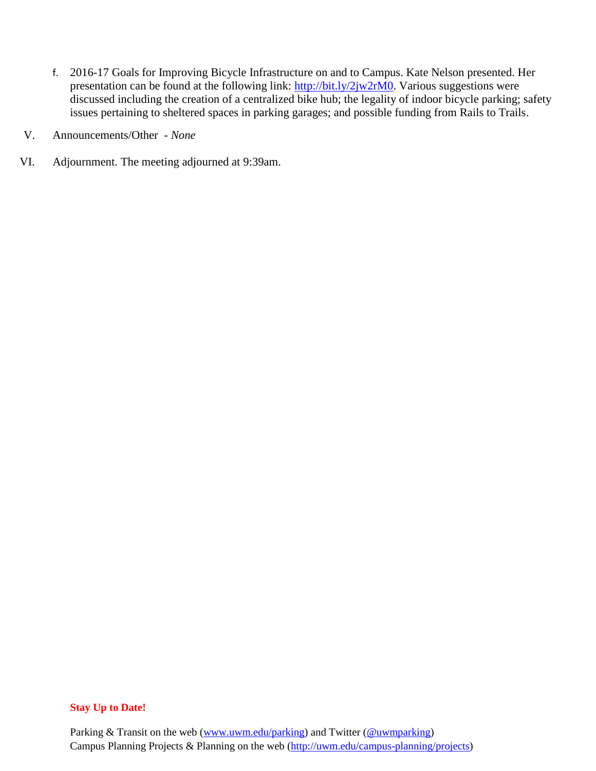f. 2016-17 Goals for Improving Bicycle Infrastructure on and to Campus. Kate Nelson presented. Her presentation can be found at the following link: [http://bit.ly/2jw2rM0](http://bit.ly/2jw2rM0). Various suggestions were discussed including the creation of a centralized bike hub; the legality of indoor bicycle parking; safety issues pertaining to sheltered spaces in parking garages; and possible funding from Rails to Trails.

V. Announcements/Other - *None*

VI. Adjournment. The meeting adjourned at 9:39am.

**Stay Up to Date!**

Parking & Transit on the web ([www.uwm.edu/parking](http://www.uwm.edu/parking)) and Twitter ([@uwmparking](https://twitter.com/uwmparking))
Campus Planning Projects & Planning on the web ([http://uwm.edu/campus-planning/projects](http://uwm.edu/campus-planning/projects))